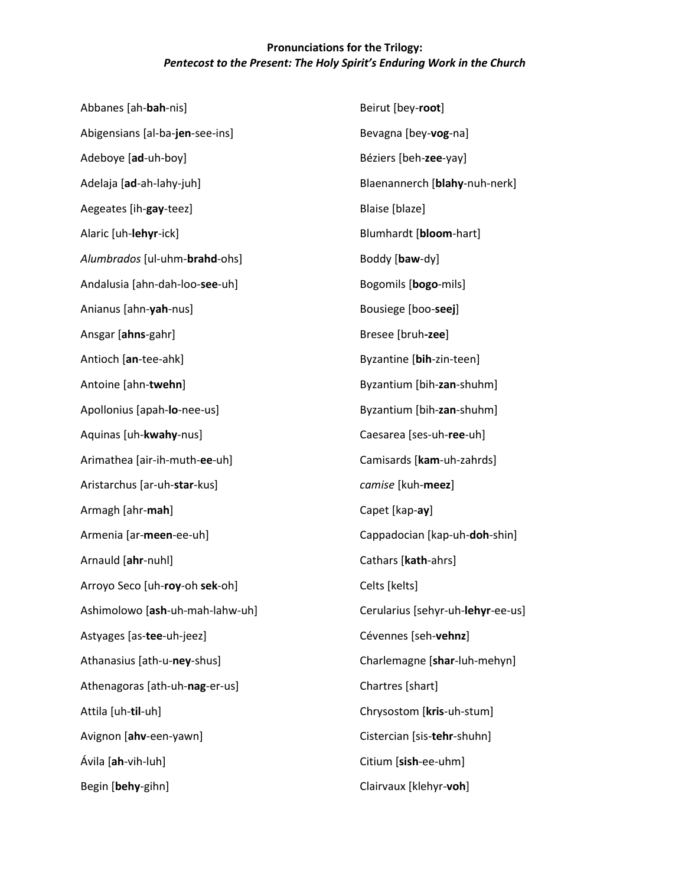**Pronunciations for the Trilogy:**
***Pentecost to the Present: The Holy Spirit's Enduring Work in the Church***

Abbanes [ah-**bah**-nis]

Abigensians [al-ba-**jen**-see-ins]

Adeboye [**ad**-uh-boy]

Adelaja [**ad**-ah-lahy-juh]

Aegeates [ih-**gay**-teez]

Alaric [uh-**lehyr**-ick]

*Alumbrados* [ul-uhm-**brahd**-ohs]

Andalusia [ahn-dah-loo-**see**-uh]

Anianus [ahn-**yah**-nus]

Ansgar [**ahns**-gahr]

Antioch [**an**-tee-ahk]

Antoine [ahn-**twehn**]

Apollonius [apah-**lo**-nee-us]

Aquinas [uh-**kwahy**-nus]

Arimathea [air-ih-muth-**ee**-uh]

Aristarchus [ar-uh-**star**-kus]

Armagh [ahr-**mah**]

Armenia [ar-**meen**-ee-uh]

Arnauld [**ahr**-nuhl]

Arroyo Seco [uh-**roy**-oh **sek**-oh]

Ashimolowo [**ash**-uh-mah-lahw-uh]

Astyages [as-**tee**-uh-jeez]

Athanasius [ath-u-**ney**-shus]

Athenagoras [ath-uh-**nag**-er-us]

Attila [uh-**til**-uh]

Avignon [**ahv**-een-yawn]

Ávila [**ah**-vih-luh]

Begin [**behy**-gihn]

Beirut [bey-**root**]

Bevagna [bey-**vog**-na]

Béziers [beh-**zee**-yay]

Blaenannerch [**blahy**-nuh-nerk]

Blaise [blaze]

Blumhardt [**bloom**-hart]

Boddy [**baw**-dy]

Bogomils [**bogo**-mils]

Bousiege [boo-**seej**]

Bresee [bruh-**zee**]

Byzantine [**bih**-zin-teen]

Byzantium [bih-**zan**-shuhm]

Byzantium [bih-**zan**-shuhm]

Caesarea [ses-uh-**ree**-uh]

Camisards [**kam**-uh-zahrds]

*camise* [kuh-**meez**]

Capet [kap-**ay**]

Cappadocian [kap-uh-**doh**-shin]

Cathars [**kath**-ahrs]

Celts [kelts]

Cerularius [sehyr-uh-**lehyr**-ee-us]

Cévennes [seh-**vehnz**]

Charlemagne [**shar**-luh-mehyn]

Chartres [shart]

Chrysostom [**kris**-uh-stum]

Cistercian [sis-**tehr**-shuhn]

Citium [**sish**-ee-uhm]

Clairvaux [klehyr-**voh**]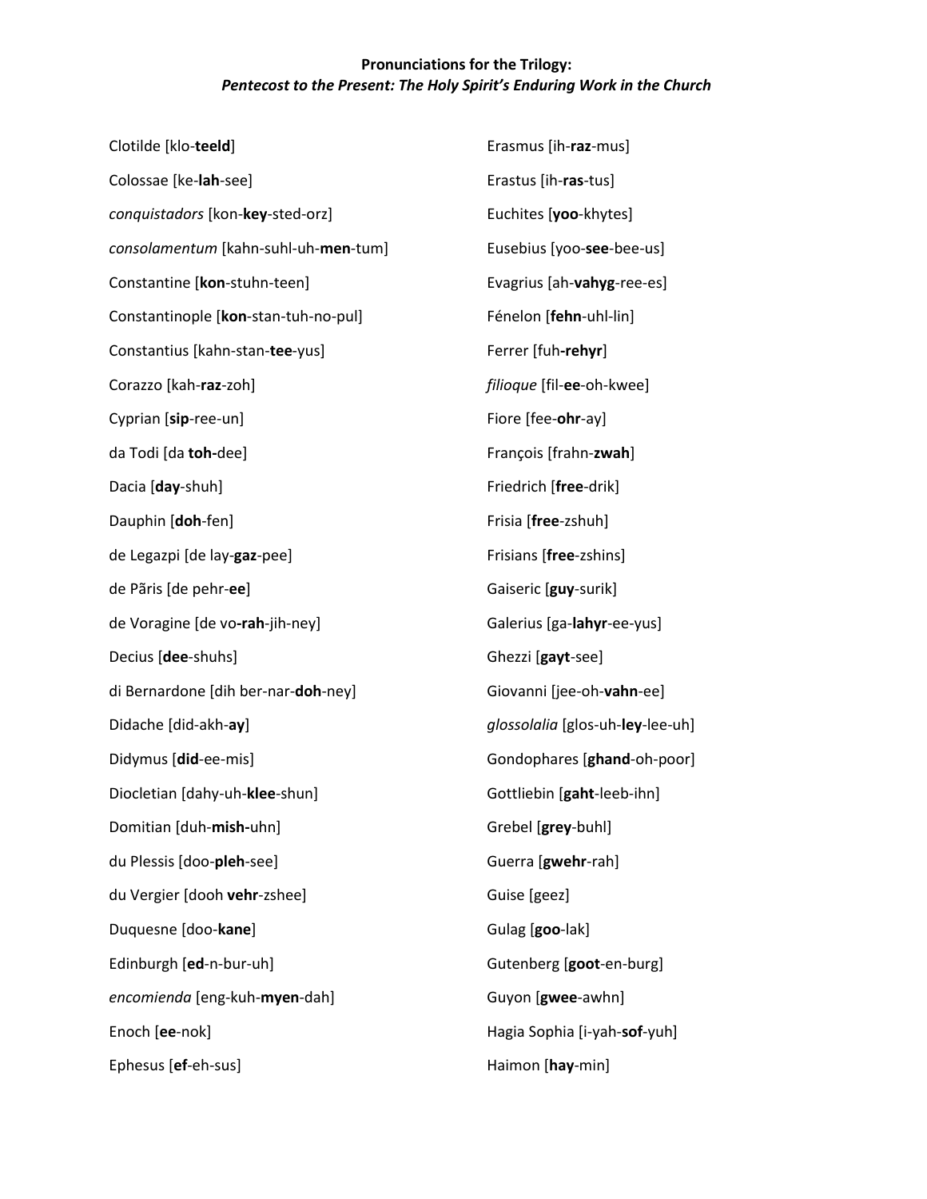**Pronunciations for the Trilogy:**
***Pentecost to the Present: The Holy Spirit's Enduring Work in the Church***

Clotilde [klo-**teeld**]

Colossae [ke-**lah**-see]

*conquistadors* [kon-**key**-sted-orz]

*consolamentum* [kahn-suhl-uh-**men**-tum]

Constantine [**kon**-stuhn-teen]

Constantinople [**kon**-stan-tuh-no-pul]

Constantius [kahn-stan-**tee**-yus]

Corazzo [kah-**raz**-zoh]

Cyprian [**sip**-ree-un]

da Todi [da **toh-**dee]

Dacia [**day**-shuh]

Dauphin [**doh**-fen]

de Legazpi [de lay-**gaz**-pee]

de Pãris [de pehr-**ee**]

de Voragine [de vo**-rah**-jih-ney]

Decius [**dee**-shuhs]

di Bernardone [dih ber-nar-**doh**-ney]

Didache [did-akh-**ay**]

Didymus [**did**-ee-mis]

Diocletian [dahy-uh-**klee**-shun]

Domitian [duh-**mish-**uhn]

du Plessis [doo-**pleh**-see]

du Vergier [dooh **vehr**-zshee]

Duquesne [doo-**kane**]

Edinburgh [**ed**-n-bur-uh]

*encomienda* [eng-kuh-**myen**-dah]

Enoch [**ee**-nok]

Ephesus [**ef**-eh-sus]

Erasmus [ih-**raz**-mus]

Erastus [ih-**ras**-tus]

Euchites [**yoo**-khytes]

Eusebius [yoo-**see**-bee-us]

Evagrius [ah-**vahyg**-ree-es]

Fénelon [**fehn**-uhl-lin]

Ferrer [fuh**-rehyr**]

*filioque* [fil-**ee**-oh-kwee]

Fiore [fee-**ohr**-ay]

François [frahn-**zwah**]

Friedrich [**free**-drik]

Frisia [**free**-zshuh]

Frisians [**free**-zshins]

Gaiseric [**guy**-surik]

Galerius [ga-**lahyr**-ee-yus]

Ghezzi [**gayt**-see]

Giovanni [jee-oh-**vahn**-ee]

*glossolalia* [glos-uh-**ley**-lee-uh]

Gondophares [**ghand**-oh-poor]

Gottliebin [**gaht**-leeb-ihn]

Grebel [**grey**-buhl]

Guerra [**gwehr**-rah]

Guise [geez]

Gulag [**goo**-lak]

Gutenberg [**goot**-en-burg]

Guyon [**gwee**-awhn]

Hagia Sophia [i-yah-**sof**-yuh]

Haimon [**hay**-min]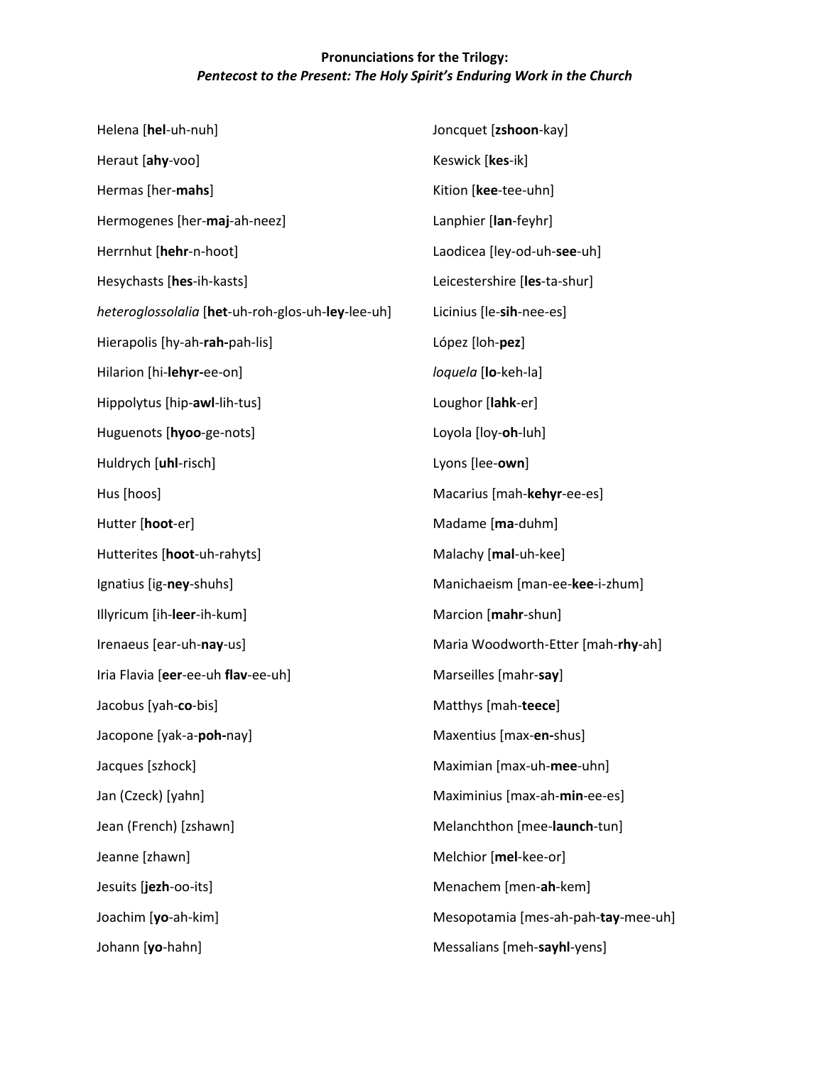**Pronunciations for the Trilogy:**
***Pentecost to the Present: The Holy Spirit's Enduring Work in the Church***

Helena [**hel**-uh-nuh]

Heraut [**ahy**-voo]

Hermas [her-**mahs**]

Hermogenes [her-**maj**-ah-neez]

Herrnhut [**hehr**-n-hoot]

Hesychasts [**hes**-ih-kasts]

*heteroglossolalia* [**het**-uh-roh-glos-uh-**ley**-lee-uh]

Hierapolis [hy-ah-**rah-**pah-lis]

Hilarion [hi-**lehyr-**ee-on]

Hippolytus [hip-**awl**-lih-tus]

Huguenots [**hyoo**-ge-nots]

Huldrych [**uhl**-risch]

Hus [hoos]

Hutter [**hoot**-er]

Hutterites [**hoot**-uh-rahyts]

Ignatius [ig-**ney**-shuhs]

Illyricum [ih-**leer**-ih-kum]

Irenaeus [ear-uh-**nay**-us]

Iria Flavia [**eer**-ee-uh **flav**-ee-uh]

Jacobus [yah-**co**-bis]

Jacopone [yak-a-**poh-**nay]

Jacques [szhock]

Jan (Czeck) [yahn]

Jean (French) [zshawn]

Jeanne [zhawn]

Jesuits [**jezh**-oo-its]

Joachim [**yo**-ah-kim]

Johann [**yo**-hahn]

Joncquet [**zshoon**-kay]

Keswick [**kes**-ik]

Kition [**kee**-tee-uhn]

Lanphier [**lan**-feyhr]

Laodicea [ley-od-uh-**see**-uh]

Leicestershire [**les**-ta-shur]

Licinius [le-**sih**-nee-es]

López [loh-**pez**]

*loquela* [**lo**-keh-la]

Loughor [**lahk**-er]

Loyola [loy-**oh**-luh]

Lyons [lee-**own**]

Macarius [mah-**kehyr**-ee-es]

Madame [**ma**-duhm]

Malachy [**mal**-uh-kee]

Manichaeism [man-ee-**kee**-i-zhum]

Marcion [**mahr**-shun]

Maria Woodworth-Etter [mah-**rhy**-ah]

Marseilles [mahr-**say**]

Matthys [mah-**teece**]

Maxentius [max-**en-**shus]

Maximian [max-uh-**mee**-uhn]

Maximinius [max-ah-**min**-ee-es]

Melanchthon [mee-**launch**-tun]

Melchior [**mel**-kee-or]

Menachem [men-**ah**-kem]

Mesopotamia [mes-ah-pah-**tay**-mee-uh]

Messalians [meh-**sayhl**-yens]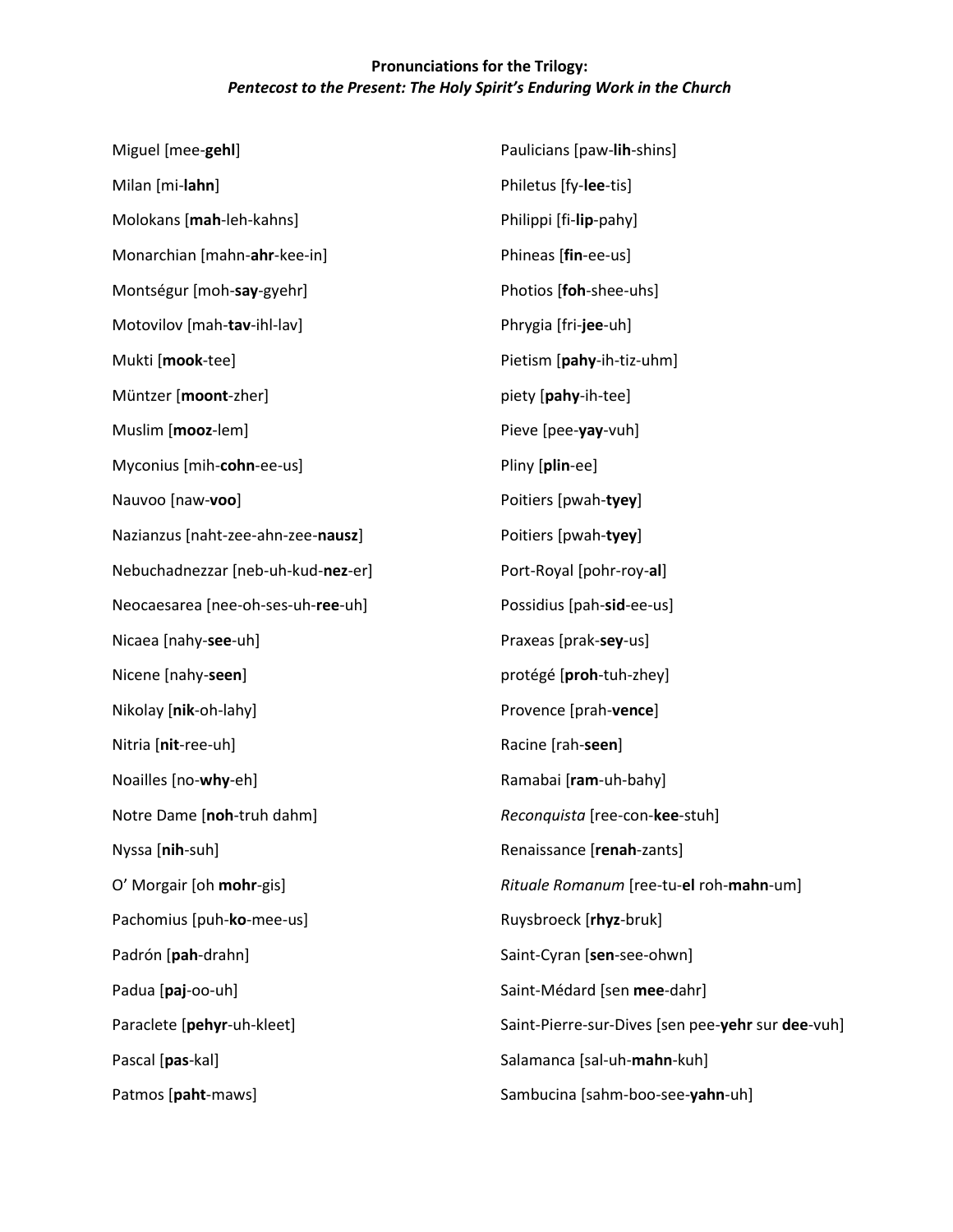**Pronunciations for the Trilogy:**
***Pentecost to the Present: The Holy Spirit's Enduring Work in the Church***

Miguel [mee-**gehl**]

Milan [mi-**lahn**]

Molokans [**mah**-leh-kahns]

Monarchian [mahn-**ahr**-kee-in]

Montségur [moh-**say**-gyehr]

Motovilov [mah-**tav**-ihl-lav]

Mukti [**mook**-tee]

Müntzer [**moont**-zher]

Muslim [**mooz**-lem]

Myconius [mih-**cohn**-ee-us]

Nauvoo [naw-**voo**]

Nazianzus [naht-zee-ahn-zee-**nausz**]

Nebuchadnezzar [neb-uh-kud-**nez**-er]

Neocaesarea [nee-oh-ses-uh-**ree**-uh]

Nicaea [nahy-**see**-uh]

Nicene [nahy-**seen**]

Nikolay [**nik**-oh-lahy]

Nitria [**nit**-ree-uh]

Noailles [no-**why**-eh]

Notre Dame [**noh**-truh dahm]

Nyssa [**nih**-suh]

O' Morgair [oh **mohr**-gis]

Pachomius [puh-**ko**-mee-us]

Padrón [**pah**-drahn]

Padua [**paj**-oo-uh]

Paraclete [**pehyr**-uh-kleet]

Pascal [**pas**-kal]

Patmos [**paht**-maws]

Paulicians [paw-**lih**-shins]

Philetus [fy-**lee**-tis]

Philippi [fi-**lip**-pahy]

Phineas [**fin**-ee-us]

Photios [**foh**-shee-uhs]

Phrygia [fri-**jee**-uh]

Pietism [**pahy**-ih-tiz-uhm]

piety [**pahy**-ih-tee]

Pieve [pee-**yay**-vuh]

Pliny [**plin**-ee]

Poitiers [pwah-**tyey**]

Poitiers [pwah-**tyey**]

Port-Royal [pohr-roy-**al**]

Possidius [pah-**sid**-ee-us]

Praxeas [prak-**sey**-us]

protégé [**proh**-tuh-zhey]

Provence [prah-**vence**]

Racine [rah-**seen**]

Ramabai [**ram**-uh-bahy]

*Reconquista* [ree-con-**kee**-stuh]

Renaissance [**renah**-zants]

*Rituale Romanum* [ree-tu-**el** roh-**mahn**-um]

Ruysbroeck [**rhyz**-bruk]

Saint-Cyran [**sen**-see-ohwn]

Saint-Médard [sen **mee**-dahr]

Saint-Pierre-sur-Dives [sen pee-**yehr** sur **dee**-vuh]

Salamanca [sal-uh-**mahn**-kuh]

Sambucina [sahm-boo-see-**yahn**-uh]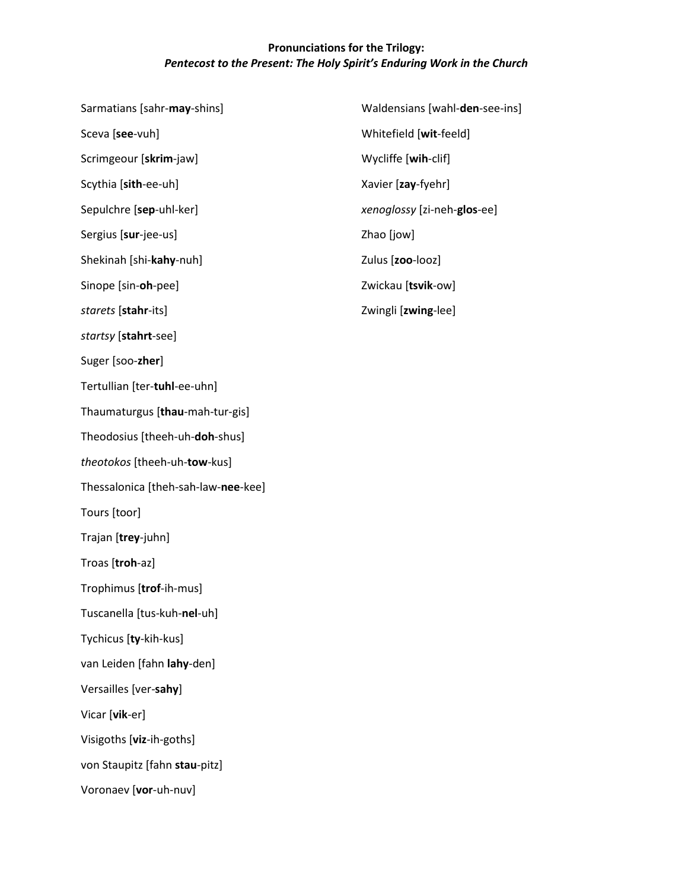**Pronunciations for the Trilogy:**
***Pentecost to the Present: The Holy Spirit's Enduring Work in the Church***

Sarmatians [sahr-**may**-shins]

Sceva [**see**-vuh]

Scrimgeour [**skrim**-jaw]

Scythia [**sith**-ee-uh]

Sepulchre [**sep**-uhl-ker]

Sergius [**sur**-jee-us]

Shekinah [shi-**kahy**-nuh]

Sinope [sin-**oh**-pee]

*starets* [**stahr**-its]

*startsy* [**stahrt**-see]

Suger [soo-**zher**]

Tertullian [ter-**tuhl**-ee-uhn]

Thaumaturgus [**thau**-mah-tur-gis]

Theodosius [theeh-uh-**doh**-shus]

*theotokos* [theeh-uh-**tow**-kus]

Thessalonica [theh-sah-law-**nee**-kee]

Tours [toor]

Trajan [**trey**-juhn]

Troas [**troh**-az]

Trophimus [**trof**-ih-mus]

Tuscanella [tus-kuh-**nel**-uh]

Tychicus [**ty**-kih-kus]

van Leiden [fahn **lahy**-den]

Versailles [ver-**sahy**]

Vicar [**vik**-er]

Visigoths [**viz**-ih-goths]

von Staupitz [fahn **stau**-pitz]

Voronaev [**vor**-uh-nuv]

Waldensians [wahl-**den**-see-ins]

Whitefield [**wit**-feeld]

Wycliffe [**wih**-clif]

Xavier [**zay**-fyehr]

*xenoglossy* [zi-neh-**glos**-ee]

Zhao [jow]

Zulus [**zoo**-looz]

Zwickau [**tsvik**-ow]

Zwingli [**zwing**-lee]